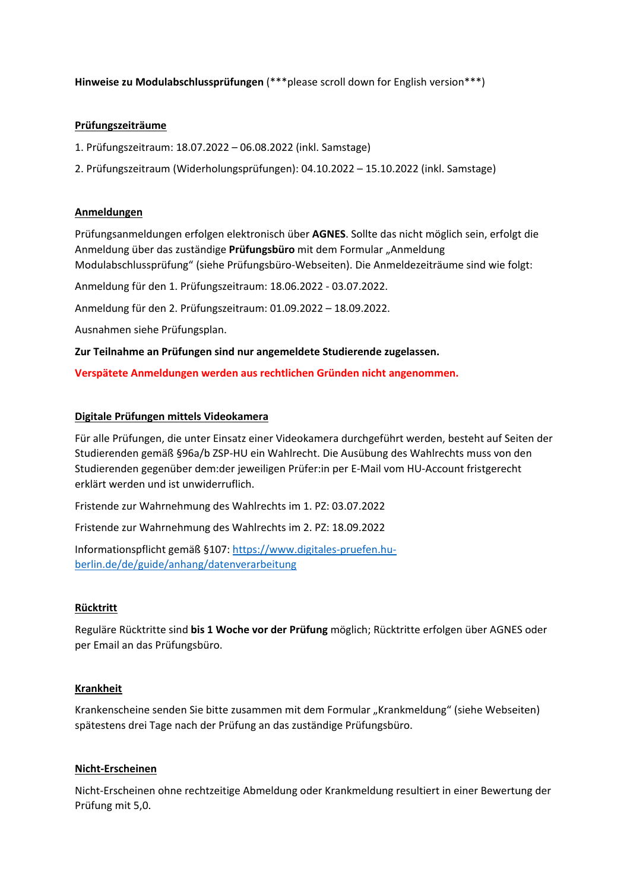**Hinweise zu Modulabschlussprüfungen** (***please scroll down for English version***)

## Prüfungszeiträume

1. Prüfungszeitraum: 18.07.2022 – 06.08.2022 (inkl. Samstage)

2. Prüfungszeitraum (Widerholungsprüfungen): 04.10.2022 – 15.10.2022 (inkl. Samstage)

## Anmeldungen

Prüfungsanmeldungen erfolgen elektronisch über **AGNES**. Sollte das nicht möglich sein, erfolgt die Anmeldung über das zuständige **Prüfungsbüro** mit dem Formular „Anmeldung Modulabschlussprüfung" (siehe Prüfungsbüro-Webseiten). Die Anmeldezeiträume sind wie folgt:

Anmeldung für den 1. Prüfungszeitraum: 18.06.2022 - 03.07.2022.

Anmeldung für den 2. Prüfungszeitraum: 01.09.2022 – 18.09.2022.

Ausnahmen siehe Prüfungsplan.

**Zur Teilnahme an Prüfungen sind nur angemeldete Studierende zugelassen.**

**Verspätete Anmeldungen werden aus rechtlichen Gründen nicht angenommen.**

## Digitale Prüfungen mittels Videokamera

Für alle Prüfungen, die unter Einsatz einer Videokamera durchgeführt werden, besteht auf Seiten der Studierenden gemäß §96a/b ZSP-HU ein Wahlrecht. Die Ausübung des Wahlrechts muss von den Studierenden gegenüber dem:der jeweiligen Prüfer:in per E-Mail vom HU-Account fristgerecht erklärt werden und ist unwiderruflich.

Fristende zur Wahrnehmung des Wahlrechts im 1. PZ: 03.07.2022

Fristende zur Wahrnehmung des Wahlrechts im 2. PZ: 18.09.2022

Informationspflicht gemäß §107: https://www.digitales-pruefen.hu-berlin.de/de/guide/anhang/datenverarbeitung

## Rücktritt

Reguläre Rücktritte sind **bis 1 Woche vor der Prüfung** möglich; Rücktritte erfolgen über AGNES oder per Email an das Prüfungsbüro.

## Krankheit

Krankenscheine senden Sie bitte zusammen mit dem Formular „Krankmeldung" (siehe Webseiten) spätestens drei Tage nach der Prüfung an das zuständige Prüfungsbüro.

## Nicht-Erscheinen

Nicht-Erscheinen ohne rechtzeitige Abmeldung oder Krankmeldung resultiert in einer Bewertung der Prüfung mit 5,0.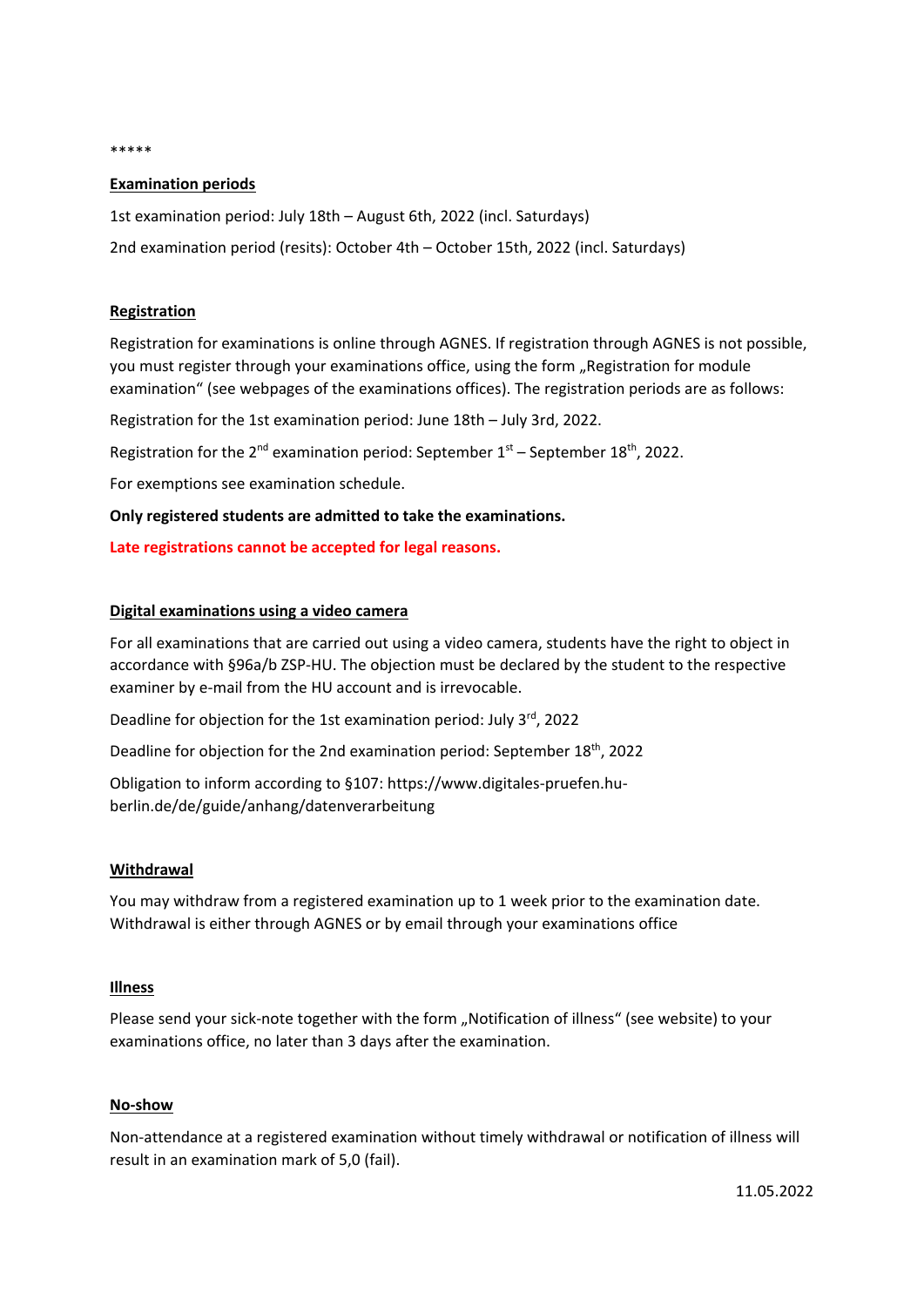*****

**Examination periods**

1st examination period: July 18th – August 6th, 2022 (incl. Saturdays)

2nd examination period (resits): October 4th – October 15th, 2022 (incl. Saturdays)

**Registration**

Registration for examinations is online through AGNES. If registration through AGNES is not possible, you must register through your examinations office, using the form „Registration for module examination" (see webpages of the examinations offices). The registration periods are as follows:

Registration for the 1st examination period: June 18th – July 3rd, 2022.

Registration for the 2nd examination period: September 1st – September 18th, 2022.

For exemptions see examination schedule.

**Only registered students are admitted to take the examinations.**

**Late registrations cannot be accepted for legal reasons.**

**Digital examinations using a video camera**

For all examinations that are carried out using a video camera, students have the right to object in accordance with §96a/b ZSP-HU. The objection must be declared by the student to the respective examiner by e-mail from the HU account and is irrevocable.

Deadline for objection for the 1st examination period: July 3rd, 2022

Deadline for objection for the 2nd examination period: September 18th, 2022

Obligation to inform according to §107: https://www.digitales-pruefen.hu-berlin.de/de/guide/anhang/datenverarbeitung

**Withdrawal**

You may withdraw from a registered examination up to 1 week prior to the examination date. Withdrawal is either through AGNES or by email through your examinations office

**Illness**

Please send your sick-note together with the form „Notification of illness" (see website) to your examinations office, no later than 3 days after the examination.

**No-show**

Non-attendance at a registered examination without timely withdrawal or notification of illness will result in an examination mark of 5,0 (fail).

11.05.2022